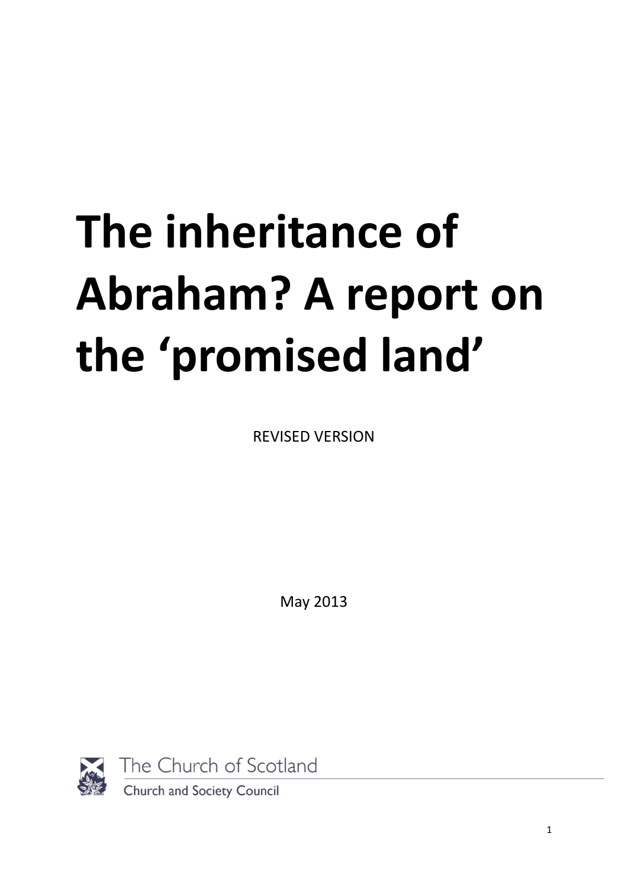# The inheritance of Abraham? A report on the 'promised land'

REVISED VERSION

May 2013

The Church of Scotland

Church and Society Council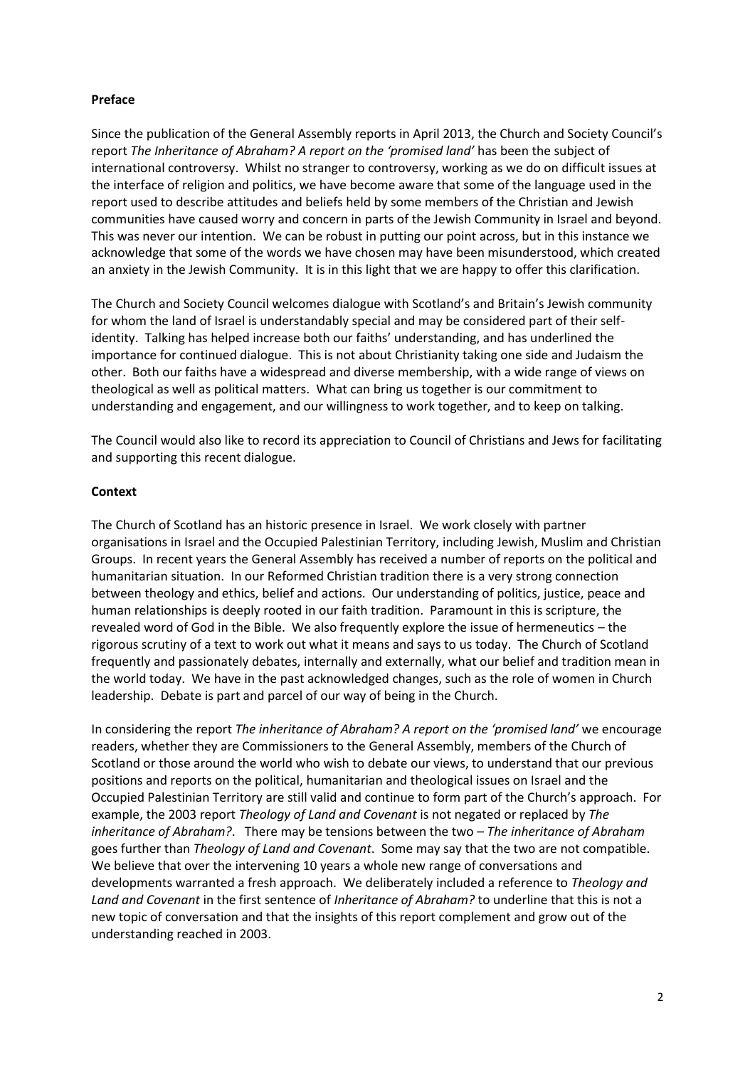**Preface**

Since the publication of the General Assembly reports in April 2013, the Church and Society Council's report *The Inheritance of Abraham? A report on the 'promised land'* has been the subject of international controversy. Whilst no stranger to controversy, working as we do on difficult issues at the interface of religion and politics, we have become aware that some of the language used in the report used to describe attitudes and beliefs held by some members of the Christian and Jewish communities have caused worry and concern in parts of the Jewish Community in Israel and beyond. This was never our intention. We can be robust in putting our point across, but in this instance we acknowledge that some of the words we have chosen may have been misunderstood, which created an anxiety in the Jewish Community. It is in this light that we are happy to offer this clarification.

The Church and Society Council welcomes dialogue with Scotland's and Britain's Jewish community for whom the land of Israel is understandably special and may be considered part of their self-identity. Talking has helped increase both our faiths' understanding, and has underlined the importance for continued dialogue. This is not about Christianity taking one side and Judaism the other. Both our faiths have a widespread and diverse membership, with a wide range of views on theological as well as political matters. What can bring us together is our commitment to understanding and engagement, and our willingness to work together, and to keep on talking.

The Council would also like to record its appreciation to Council of Christians and Jews for facilitating and supporting this recent dialogue.

**Context**

The Church of Scotland has an historic presence in Israel. We work closely with partner organisations in Israel and the Occupied Palestinian Territory, including Jewish, Muslim and Christian Groups. In recent years the General Assembly has received a number of reports on the political and humanitarian situation. In our Reformed Christian tradition there is a very strong connection between theology and ethics, belief and actions. Our understanding of politics, justice, peace and human relationships is deeply rooted in our faith tradition. Paramount in this is scripture, the revealed word of God in the Bible. We also frequently explore the issue of hermeneutics – the rigorous scrutiny of a text to work out what it means and says to us today. The Church of Scotland frequently and passionately debates, internally and externally, what our belief and tradition mean in the world today. We have in the past acknowledged changes, such as the role of women in Church leadership. Debate is part and parcel of our way of being in the Church.

In considering the report *The inheritance of Abraham? A report on the 'promised land'* we encourage readers, whether they are Commissioners to the General Assembly, members of the Church of Scotland or those around the world who wish to debate our views, to understand that our previous positions and reports on the political, humanitarian and theological issues on Israel and the Occupied Palestinian Territory are still valid and continue to form part of the Church's approach. For example, the 2003 report *Theology of Land and Covenant* is not negated or replaced by *The inheritance of Abraham?*. There may be tensions between the two – *The inheritance of Abraham* goes further than *Theology of Land and Covenant*. Some may say that the two are not compatible. We believe that over the intervening 10 years a whole new range of conversations and developments warranted a fresh approach. We deliberately included a reference to *Theology and Land and Covenant* in the first sentence of *Inheritance of Abraham?* to underline that this is not a new topic of conversation and that the insights of this report complement and grow out of the understanding reached in 2003.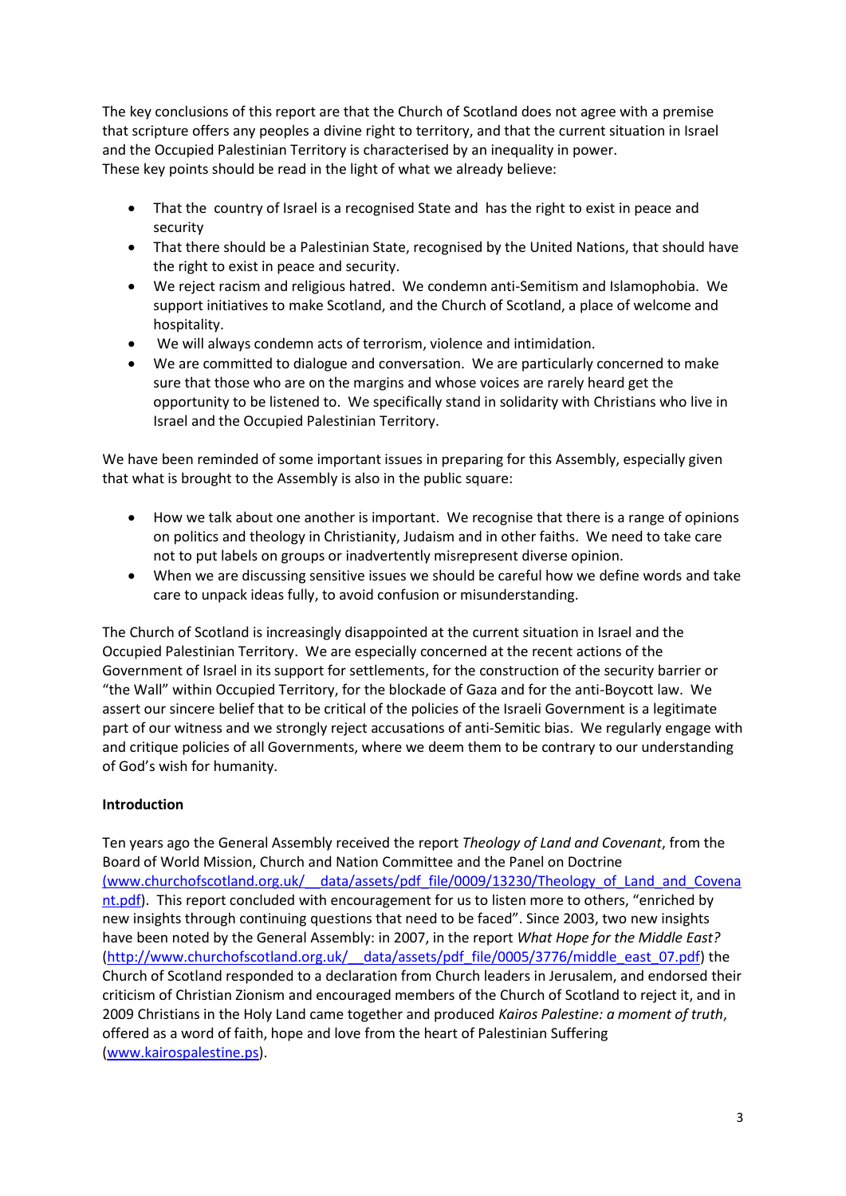The key conclusions of this report are that the Church of Scotland does not agree with a premise that scripture offers any peoples a divine right to territory, and that the current situation in Israel and the Occupied Palestinian Territory is characterised by an inequality in power.
These key points should be read in the light of what we already believe:

- That the country of Israel is a recognised State and has the right to exist in peace and security
- That there should be a Palestinian State, recognised by the United Nations, that should have the right to exist in peace and security.
- We reject racism and religious hatred. We condemn anti-Semitism and Islamophobia. We support initiatives to make Scotland, and the Church of Scotland, a place of welcome and hospitality.
- We will always condemn acts of terrorism, violence and intimidation.
- We are committed to dialogue and conversation. We are particularly concerned to make sure that those who are on the margins and whose voices are rarely heard get the opportunity to be listened to. We specifically stand in solidarity with Christians who live in Israel and the Occupied Palestinian Territory.

We have been reminded of some important issues in preparing for this Assembly, especially given that what is brought to the Assembly is also in the public square:

- How we talk about one another is important. We recognise that there is a range of opinions on politics and theology in Christianity, Judaism and in other faiths. We need to take care not to put labels on groups or inadvertently misrepresent diverse opinion.
- When we are discussing sensitive issues we should be careful how we define words and take care to unpack ideas fully, to avoid confusion or misunderstanding.

The Church of Scotland is increasingly disappointed at the current situation in Israel and the Occupied Palestinian Territory. We are especially concerned at the recent actions of the Government of Israel in its support for settlements, for the construction of the security barrier or "the Wall" within Occupied Territory, for the blockade of Gaza and for the anti-Boycott law. We assert our sincere belief that to be critical of the policies of the Israeli Government is a legitimate part of our witness and we strongly reject accusations of anti-Semitic bias. We regularly engage with and critique policies of all Governments, where we deem them to be contrary to our understanding of God's wish for humanity.

**Introduction**

Ten years ago the General Assembly received the report *Theology of Land and Covenant*, from the Board of World Mission, Church and Nation Committee and the Panel on Doctrine (www.churchofscotland.org.uk/__data/assets/pdf_file/0009/13230/Theology_of_Land_and_Covenant.pdf). This report concluded with encouragement for us to listen more to others, "enriched by new insights through continuing questions that need to be faced". Since 2003, two new insights have been noted by the General Assembly: in 2007, in the report *What Hope for the Middle East?* (http://www.churchofscotland.org.uk/__data/assets/pdf_file/0005/3776/middle_east_07.pdf) the Church of Scotland responded to a declaration from Church leaders in Jerusalem, and endorsed their criticism of Christian Zionism and encouraged members of the Church of Scotland to reject it, and in 2009 Christians in the Holy Land came together and produced *Kairos Palestine: a moment of truth*, offered as a word of faith, hope and love from the heart of Palestinian Suffering (www.kairospalestine.ps).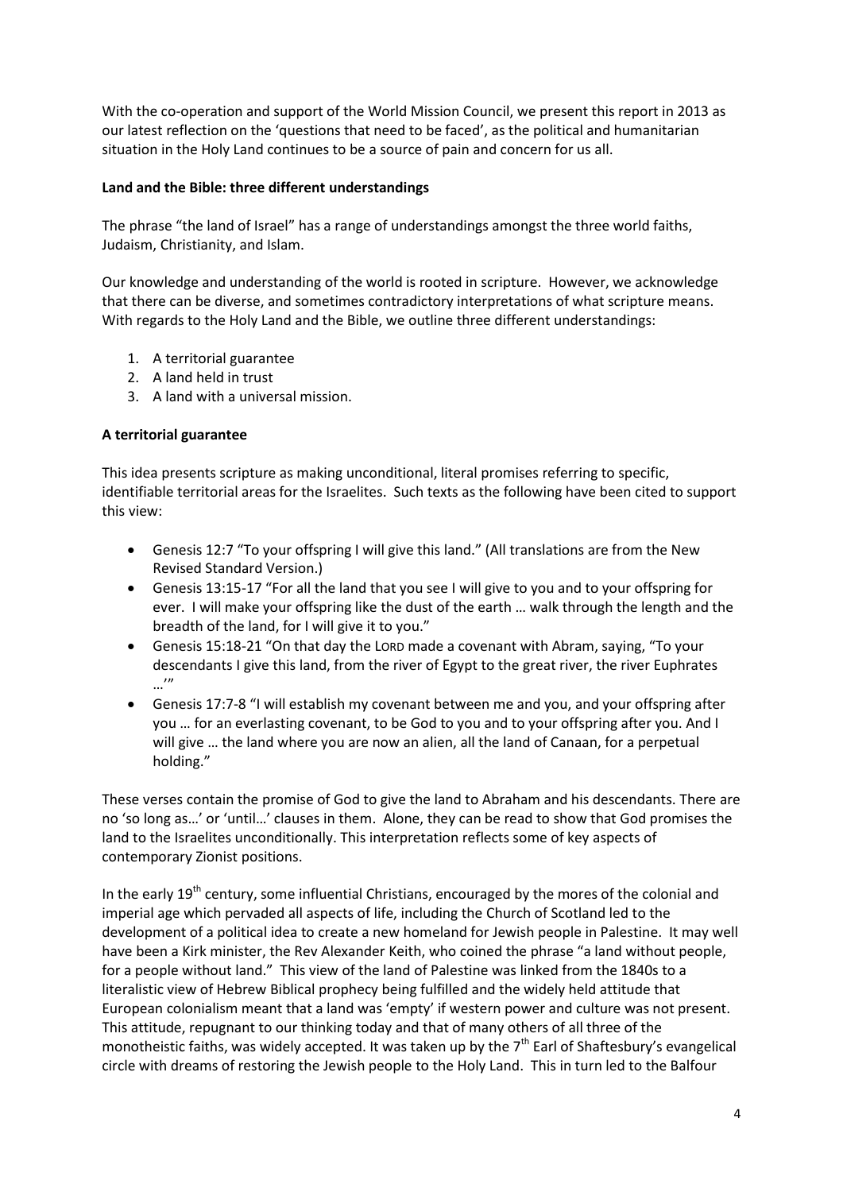With the co-operation and support of the World Mission Council, we present this report in 2013 as our latest reflection on the 'questions that need to be faced', as the political and humanitarian situation in the Holy Land continues to be a source of pain and concern for us all.

**Land and the Bible: three different understandings**

The phrase "the land of Israel" has a range of understandings amongst the three world faiths, Judaism, Christianity, and Islam.

Our knowledge and understanding of the world is rooted in scripture. However, we acknowledge that there can be diverse, and sometimes contradictory interpretations of what scripture means. With regards to the Holy Land and the Bible, we outline three different understandings:

1. A territorial guarantee
2. A land held in trust
3. A land with a universal mission.

**A territorial guarantee**

This idea presents scripture as making unconditional, literal promises referring to specific, identifiable territorial areas for the Israelites. Such texts as the following have been cited to support this view:

- Genesis 12:7 "To your offspring I will give this land." (All translations are from the New Revised Standard Version.)
- Genesis 13:15-17 "For all the land that you see I will give to you and to your offspring for ever. I will make your offspring like the dust of the earth … walk through the length and the breadth of the land, for I will give it to you."
- Genesis 15:18-21 "On that day the LORD made a covenant with Abram, saying, "To your descendants I give this land, from the river of Egypt to the great river, the river Euphrates …'"
- Genesis 17:7-8 "I will establish my covenant between me and you, and your offspring after you … for an everlasting covenant, to be God to you and to your offspring after you. And I will give … the land where you are now an alien, all the land of Canaan, for a perpetual holding."

These verses contain the promise of God to give the land to Abraham and his descendants. There are no 'so long as…' or 'until…' clauses in them. Alone, they can be read to show that God promises the land to the Israelites unconditionally. This interpretation reflects some of key aspects of contemporary Zionist positions.

In the early 19th century, some influential Christians, encouraged by the mores of the colonial and imperial age which pervaded all aspects of life, including the Church of Scotland led to the development of a political idea to create a new homeland for Jewish people in Palestine. It may well have been a Kirk minister, the Rev Alexander Keith, who coined the phrase "a land without people, for a people without land." This view of the land of Palestine was linked from the 1840s to a literalistic view of Hebrew Biblical prophecy being fulfilled and the widely held attitude that European colonialism meant that a land was 'empty' if western power and culture was not present. This attitude, repugnant to our thinking today and that of many others of all three of the monotheistic faiths, was widely accepted. It was taken up by the 7th Earl of Shaftesbury's evangelical circle with dreams of restoring the Jewish people to the Holy Land. This in turn led to the Balfour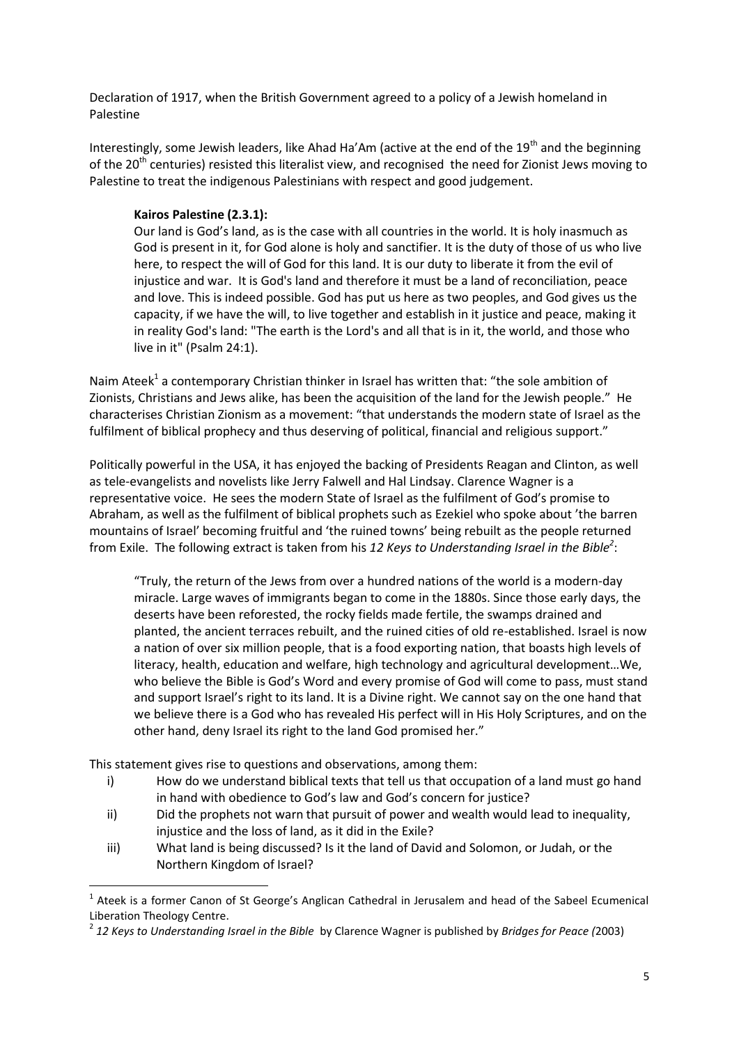Declaration of 1917, when the British Government agreed to a policy of a Jewish homeland in Palestine

Interestingly, some Jewish leaders, like Ahad Ha'Am (active at the end of the 19th and the beginning of the 20th centuries) resisted this literalist view, and recognised the need for Zionist Jews moving to Palestine to treat the indigenous Palestinians with respect and good judgement.

> **Kairos Palestine (2.3.1):**
> Our land is God's land, as is the case with all countries in the world. It is holy inasmuch as God is present in it, for God alone is holy and sanctifier. It is the duty of those of us who live here, to respect the will of God for this land. It is our duty to liberate it from the evil of injustice and war. It is God's land and therefore it must be a land of reconciliation, peace and love. This is indeed possible. God has put us here as two peoples, and God gives us the capacity, if we have the will, to live together and establish in it justice and peace, making it in reality God's land: "The earth is the Lord's and all that is in it, the world, and those who live in it" (Psalm 24:1).

Naim Ateek[1] a contemporary Christian thinker in Israel has written that: "the sole ambition of Zionists, Christians and Jews alike, has been the acquisition of the land for the Jewish people." He characterises Christian Zionism as a movement: "that understands the modern state of Israel as the fulfilment of biblical prophecy and thus deserving of political, financial and religious support."

Politically powerful in the USA, it has enjoyed the backing of Presidents Reagan and Clinton, as well as tele-evangelists and novelists like Jerry Falwell and Hal Lindsay. Clarence Wagner is a representative voice. He sees the modern State of Israel as the fulfilment of God's promise to Abraham, as well as the fulfilment of biblical prophets such as Ezekiel who spoke about 'the barren mountains of Israel' becoming fruitful and 'the ruined towns' being rebuilt as the people returned from Exile. The following extract is taken from his *12 Keys to Understanding Israel in the Bible*[2]:

> "Truly, the return of the Jews from over a hundred nations of the world is a modern-day miracle. Large waves of immigrants began to come in the 1880s. Since those early days, the deserts have been reforested, the rocky fields made fertile, the swamps drained and planted, the ancient terraces rebuilt, and the ruined cities of old re-established. Israel is now a nation of over six million people, that is a food exporting nation, that boasts high levels of literacy, health, education and welfare, high technology and agricultural development…We, who believe the Bible is God's Word and every promise of God will come to pass, must stand and support Israel's right to its land. It is a Divine right. We cannot say on the one hand that we believe there is a God who has revealed His perfect will in His Holy Scriptures, and on the other hand, deny Israel its right to the land God promised her."

This statement gives rise to questions and observations, among them:

i) How do we understand biblical texts that tell us that occupation of a land must go hand in hand with obedience to God's law and God's concern for justice?
ii) Did the prophets not warn that pursuit of power and wealth would lead to inequality, injustice and the loss of land, as it did in the Exile?
iii) What land is being discussed? Is it the land of David and Solomon, or Judah, or the Northern Kingdom of Israel?

---

[1] Ateek is a former Canon of St George's Anglican Cathedral in Jerusalem and head of the Sabeel Ecumenical Liberation Theology Centre.

[2] *12 Keys to Understanding Israel in the Bible* by Clarence Wagner is published by *Bridges for Peace (*2003)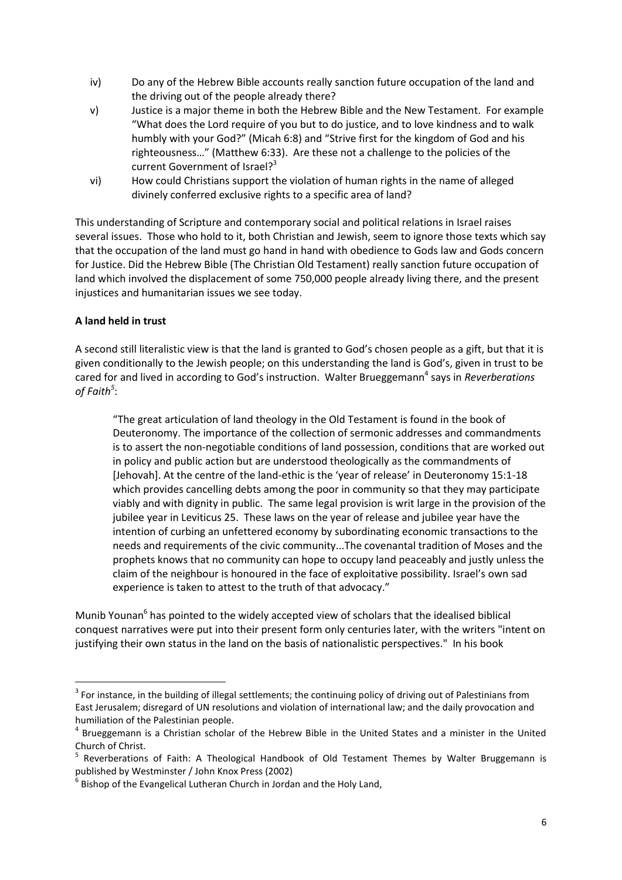iv) Do any of the Hebrew Bible accounts really sanction future occupation of the land and the driving out of the people already there?

v) Justice is a major theme in both the Hebrew Bible and the New Testament. For example "What does the Lord require of you but to do justice, and to love kindness and to walk humbly with your God?" (Micah 6:8) and "Strive first for the kingdom of God and his righteousness…" (Matthew 6:33). Are these not a challenge to the policies of the current Government of Israel?[3]

vi) How could Christians support the violation of human rights in the name of alleged divinely conferred exclusive rights to a specific area of land?

This understanding of Scripture and contemporary social and political relations in Israel raises several issues. Those who hold to it, both Christian and Jewish, seem to ignore those texts which say that the occupation of the land must go hand in hand with obedience to Gods law and Gods concern for Justice. Did the Hebrew Bible (The Christian Old Testament) really sanction future occupation of land which involved the displacement of some 750,000 people already living there, and the present injustices and humanitarian issues we see today.

**A land held in trust**

A second still literalistic view is that the land is granted to God's chosen people as a gift, but that it is given conditionally to the Jewish people; on this understanding the land is God's, given in trust to be cared for and lived in according to God's instruction. Walter Brueggemann[4] says in *Reverberations of Faith*[5]:

> "The great articulation of land theology in the Old Testament is found in the book of Deuteronomy. The importance of the collection of sermonic addresses and commandments is to assert the non-negotiable conditions of land possession, conditions that are worked out in policy and public action but are understood theologically as the commandments of [Jehovah]. At the centre of the land-ethic is the 'year of release' in Deuteronomy 15:1-18 which provides cancelling debts among the poor in community so that they may participate viably and with dignity in public. The same legal provision is writ large in the provision of the jubilee year in Leviticus 25. These laws on the year of release and jubilee year have the intention of curbing an unfettered economy by subordinating economic transactions to the needs and requirements of the civic community...The covenantal tradition of Moses and the prophets knows that no community can hope to occupy land peaceably and justly unless the claim of the neighbour is honoured in the face of exploitative possibility. Israel's own sad experience is taken to attest to the truth of that advocacy."

Munib Younan[6] has pointed to the widely accepted view of scholars that the idealised biblical conquest narratives were put into their present form only centuries later, with the writers "intent on justifying their own status in the land on the basis of nationalistic perspectives." In his book

---

[3] For instance, in the building of illegal settlements; the continuing policy of driving out of Palestinians from East Jerusalem; disregard of UN resolutions and violation of international law; and the daily provocation and humiliation of the Palestinian people.

[4] Brueggemann is a Christian scholar of the Hebrew Bible in the United States and a minister in the United Church of Christ.

[5] Reverberations of Faith: A Theological Handbook of Old Testament Themes by Walter Bruggemann is published by Westminster / John Knox Press (2002)

[6] Bishop of the Evangelical Lutheran Church in Jordan and the Holy Land,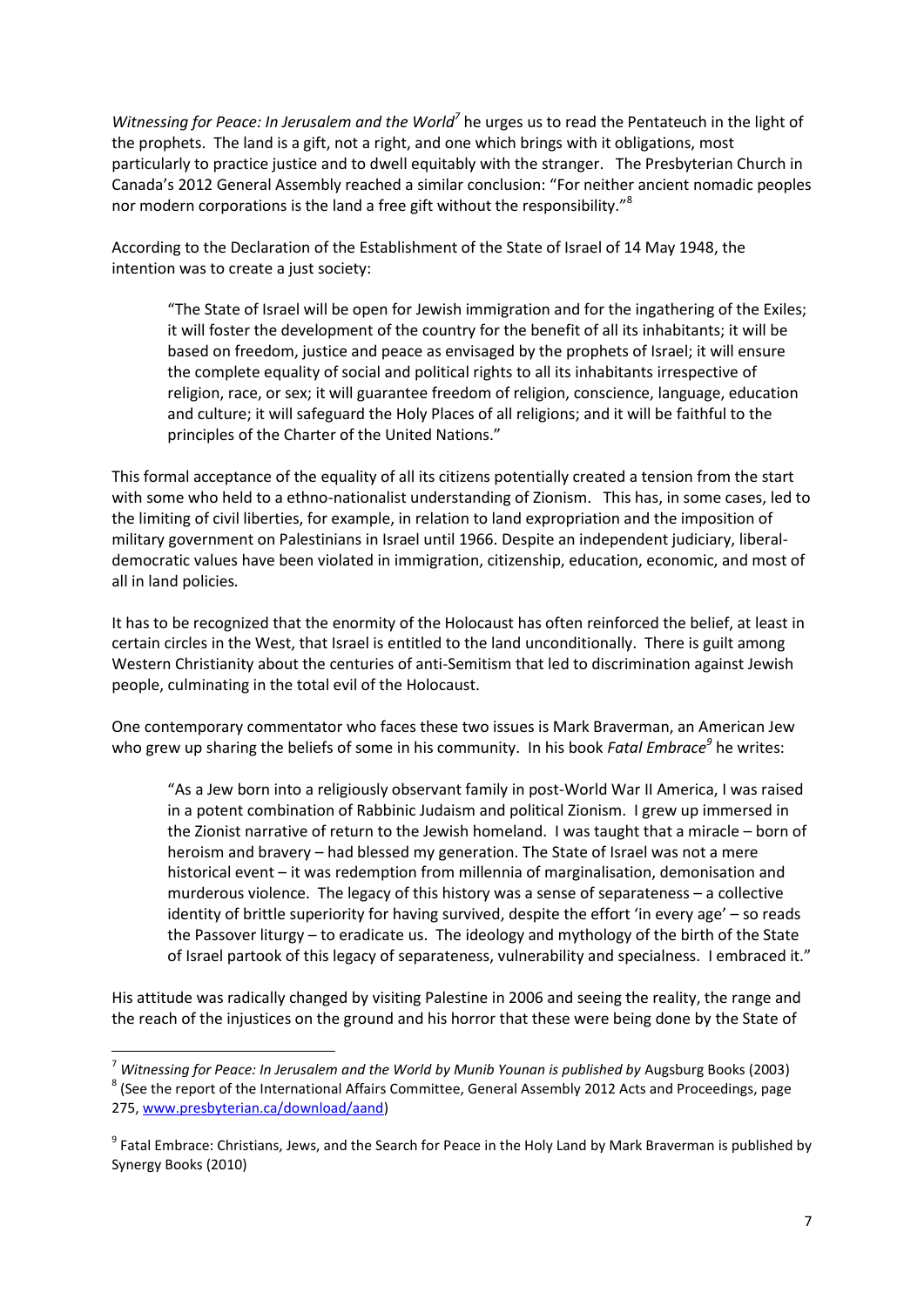*Witnessing for Peace: In Jerusalem and the World*[7] he urges us to read the Pentateuch in the light of the prophets. The land is a gift, not a right, and one which brings with it obligations, most particularly to practice justice and to dwell equitably with the stranger. The Presbyterian Church in Canada's 2012 General Assembly reached a similar conclusion: "For neither ancient nomadic peoples nor modern corporations is the land a free gift without the responsibility."[8]

According to the Declaration of the Establishment of the State of Israel of 14 May 1948, the intention was to create a just society:

> "The State of Israel will be open for Jewish immigration and for the ingathering of the Exiles; it will foster the development of the country for the benefit of all its inhabitants; it will be based on freedom, justice and peace as envisaged by the prophets of Israel; it will ensure the complete equality of social and political rights to all its inhabitants irrespective of religion, race, or sex; it will guarantee freedom of religion, conscience, language, education and culture; it will safeguard the Holy Places of all religions; and it will be faithful to the principles of the Charter of the United Nations."

This formal acceptance of the equality of all its citizens potentially created a tension from the start with some who held to a ethno-nationalist understanding of Zionism. This has, in some cases, led to the limiting of civil liberties, for example, in relation to land expropriation and the imposition of military government on Palestinians in Israel until 1966. Despite an independent judiciary, liberal-democratic values have been violated in immigration, citizenship, education, economic, and most of all in land policies.

It has to be recognized that the enormity of the Holocaust has often reinforced the belief, at least in certain circles in the West, that Israel is entitled to the land unconditionally. There is guilt among Western Christianity about the centuries of anti-Semitism that led to discrimination against Jewish people, culminating in the total evil of the Holocaust.

One contemporary commentator who faces these two issues is Mark Braverman, an American Jew who grew up sharing the beliefs of some in his community. In his book *Fatal Embrace*[9] he writes:

> "As a Jew born into a religiously observant family in post-World War II America, I was raised in a potent combination of Rabbinic Judaism and political Zionism. I grew up immersed in the Zionist narrative of return to the Jewish homeland. I was taught that a miracle – born of heroism and bravery – had blessed my generation. The State of Israel was not a mere historical event – it was redemption from millennia of marginalisation, demonisation and murderous violence. The legacy of this history was a sense of separateness – a collective identity of brittle superiority for having survived, despite the effort 'in every age' – so reads the Passover liturgy – to eradicate us. The ideology and mythology of the birth of the State of Israel partook of this legacy of separateness, vulnerability and specialness. I embraced it."

His attitude was radically changed by visiting Palestine in 2006 and seeing the reality, the range and the reach of the injustices on the ground and his horror that these were being done by the State of

---

[7] *Witnessing for Peace: In Jerusalem and the World by Munib Younan is published by* Augsburg Books (2003)

[8] (See the report of the International Affairs Committee, General Assembly 2012 Acts and Proceedings, page 275, www.presbyterian.ca/download/aand)

[9] Fatal Embrace: Christians, Jews, and the Search for Peace in the Holy Land by Mark Braverman is published by Synergy Books (2010)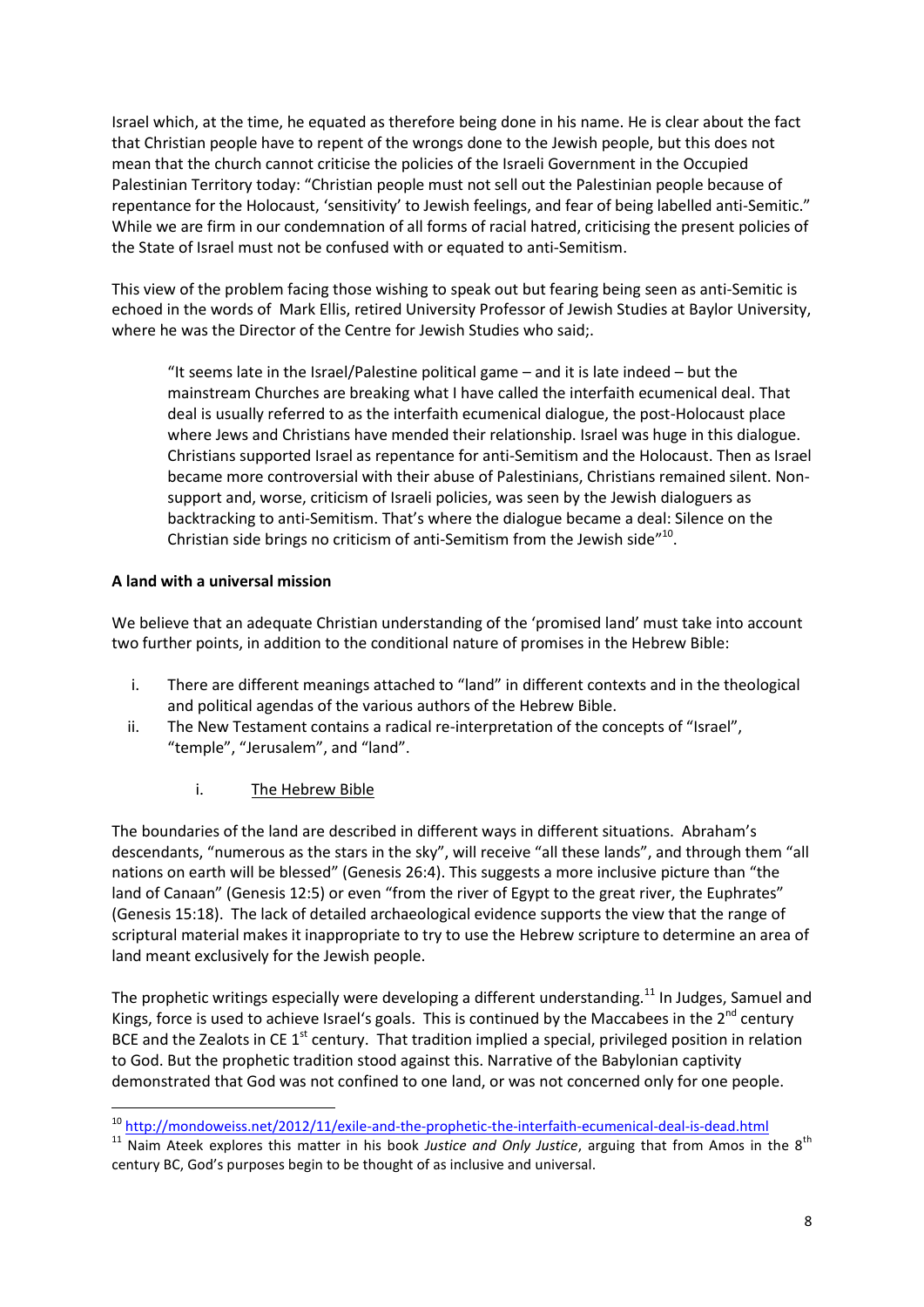Israel which, at the time, he equated as therefore being done in his name. He is clear about the fact that Christian people have to repent of the wrongs done to the Jewish people, but this does not mean that the church cannot criticise the policies of the Israeli Government in the Occupied Palestinian Territory today: "Christian people must not sell out the Palestinian people because of repentance for the Holocaust, 'sensitivity' to Jewish feelings, and fear of being labelled anti-Semitic." While we are firm in our condemnation of all forms of racial hatred, criticising the present policies of the State of Israel must not be confused with or equated to anti-Semitism.

This view of the problem facing those wishing to speak out but fearing being seen as anti-Semitic is echoed in the words of Mark Ellis, retired University Professor of Jewish Studies at Baylor University, where he was the Director of the Centre for Jewish Studies who said;.

> "It seems late in the Israel/Palestine political game – and it is late indeed – but the mainstream Churches are breaking what I have called the interfaith ecumenical deal. That deal is usually referred to as the interfaith ecumenical dialogue, the post-Holocaust place where Jews and Christians have mended their relationship. Israel was huge in this dialogue. Christians supported Israel as repentance for anti-Semitism and the Holocaust. Then as Israel became more controversial with their abuse of Palestinians, Christians remained silent. Non-support and, worse, criticism of Israeli policies, was seen by the Jewish dialoguers as backtracking to anti-Semitism. That's where the dialogue became a deal: Silence on the Christian side brings no criticism of anti-Semitism from the Jewish side"[10].

**A land with a universal mission**

We believe that an adequate Christian understanding of the 'promised land' must take into account two further points, in addition to the conditional nature of promises in the Hebrew Bible:

i. There are different meanings attached to "land" in different contexts and in the theological and political agendas of the various authors of the Hebrew Bible.
ii. The New Testament contains a radical re-interpretation of the concepts of "Israel", "temple", "Jerusalem", and "land".

i. <u>The Hebrew Bible</u>

The boundaries of the land are described in different ways in different situations. Abraham's descendants, "numerous as the stars in the sky", will receive "all these lands", and through them "all nations on earth will be blessed" (Genesis 26:4). This suggests a more inclusive picture than "the land of Canaan" (Genesis 12:5) or even "from the river of Egypt to the great river, the Euphrates" (Genesis 15:18). The lack of detailed archaeological evidence supports the view that the range of scriptural material makes it inappropriate to try to use the Hebrew scripture to determine an area of land meant exclusively for the Jewish people.

The prophetic writings especially were developing a different understanding.[11] In Judges, Samuel and Kings, force is used to achieve Israel's goals. This is continued by the Maccabees in the 2nd century BCE and the Zealots in CE 1st century. That tradition implied a special, privileged position in relation to God. But the prophetic tradition stood against this. Narrative of the Babylonian captivity demonstrated that God was not confined to one land, or was not concerned only for one people.

---

[10] http://mondoweiss.net/2012/11/exile-and-the-prophetic-the-interfaith-ecumenical-deal-is-dead.html

[11] Naim Ateek explores this matter in his book *Justice and Only Justice*, arguing that from Amos in the 8th century BC, God's purposes begin to be thought of as inclusive and universal.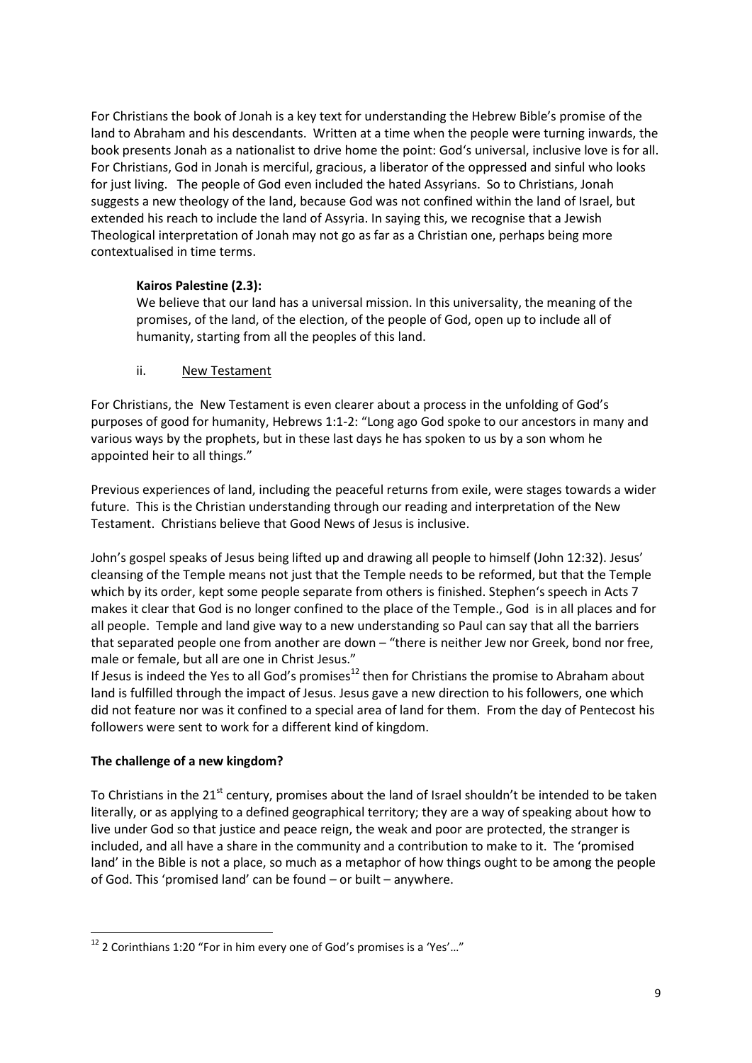For Christians the book of Jonah is a key text for understanding the Hebrew Bible's promise of the land to Abraham and his descendants. Written at a time when the people were turning inwards, the book presents Jonah as a nationalist to drive home the point: God's universal, inclusive love is for all. For Christians, God in Jonah is merciful, gracious, a liberator of the oppressed and sinful who looks for just living. The people of God even included the hated Assyrians. So to Christians, Jonah suggests a new theology of the land, because God was not confined within the land of Israel, but extended his reach to include the land of Assyria. In saying this, we recognise that a Jewish Theological interpretation of Jonah may not go as far as a Christian one, perhaps being more contextualised in time terms.

> **Kairos Palestine (2.3):**
> We believe that our land has a universal mission. In this universality, the meaning of the promises, of the land, of the election, of the people of God, open up to include all of humanity, starting from all the peoples of this land.

ii. New Testament

For Christians, the New Testament is even clearer about a process in the unfolding of God's purposes of good for humanity, Hebrews 1:1-2: "Long ago God spoke to our ancestors in many and various ways by the prophets, but in these last days he has spoken to us by a son whom he appointed heir to all things."

Previous experiences of land, including the peaceful returns from exile, were stages towards a wider future. This is the Christian understanding through our reading and interpretation of the New Testament. Christians believe that Good News of Jesus is inclusive.

John's gospel speaks of Jesus being lifted up and drawing all people to himself (John 12:32). Jesus' cleansing of the Temple means not just that the Temple needs to be reformed, but that the Temple which by its order, kept some people separate from others is finished. Stephen's speech in Acts 7 makes it clear that God is no longer confined to the place of the Temple., God is in all places and for all people. Temple and land give way to a new understanding so Paul can say that all the barriers that separated people one from another are down – "there is neither Jew nor Greek, bond nor free, male or female, but all are one in Christ Jesus."
If Jesus is indeed the Yes to all God's promises[12] then for Christians the promise to Abraham about land is fulfilled through the impact of Jesus. Jesus gave a new direction to his followers, one which did not feature nor was it confined to a special area of land for them. From the day of Pentecost his followers were sent to work for a different kind of kingdom.

**The challenge of a new kingdom?**

To Christians in the 21st century, promises about the land of Israel shouldn't be intended to be taken literally, or as applying to a defined geographical territory; they are a way of speaking about how to live under God so that justice and peace reign, the weak and poor are protected, the stranger is included, and all have a share in the community and a contribution to make to it. The 'promised land' in the Bible is not a place, so much as a metaphor of how things ought to be among the people of God. This 'promised land' can be found – or built – anywhere.

---

[12] 2 Corinthians 1:20 "For in him every one of God's promises is a 'Yes'…"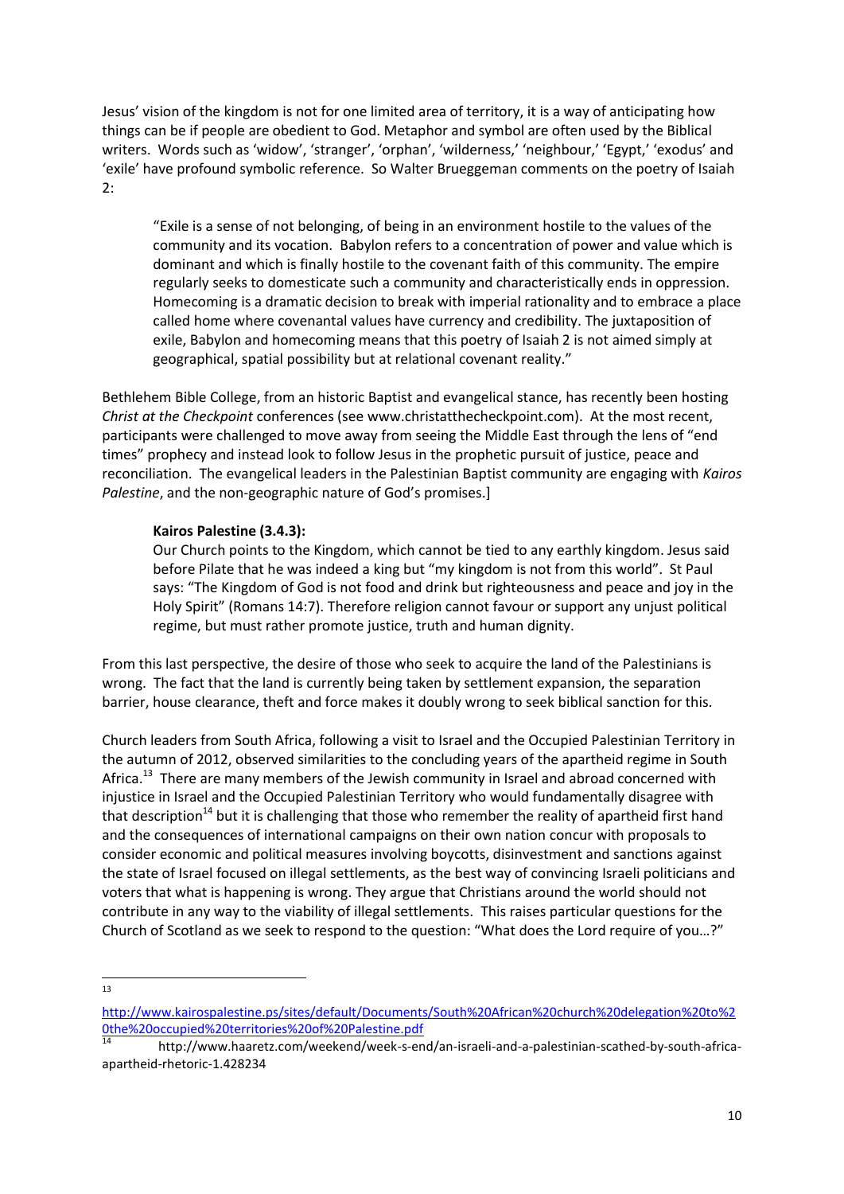Jesus' vision of the kingdom is not for one limited area of territory, it is a way of anticipating how things can be if people are obedient to God. Metaphor and symbol are often used by the Biblical writers. Words such as 'widow', 'stranger', 'orphan', 'wilderness,' 'neighbour,' 'Egypt,' 'exodus' and 'exile' have profound symbolic reference. So Walter Brueggeman comments on the poetry of Isaiah 2:

> "Exile is a sense of not belonging, of being in an environment hostile to the values of the community and its vocation. Babylon refers to a concentration of power and value which is dominant and which is finally hostile to the covenant faith of this community. The empire regularly seeks to domesticate such a community and characteristically ends in oppression. Homecoming is a dramatic decision to break with imperial rationality and to embrace a place called home where covenantal values have currency and credibility. The juxtaposition of exile, Babylon and homecoming means that this poetry of Isaiah 2 is not aimed simply at geographical, spatial possibility but at relational covenant reality."

Bethlehem Bible College, from an historic Baptist and evangelical stance, has recently been hosting *Christ at the Checkpoint* conferences (see www.christatthecheckpoint.com). At the most recent, participants were challenged to move away from seeing the Middle East through the lens of "end times" prophecy and instead look to follow Jesus in the prophetic pursuit of justice, peace and reconciliation. The evangelical leaders in the Palestinian Baptist community are engaging with *Kairos Palestine*, and the non-geographic nature of God's promises.]

> **Kairos Palestine (3.4.3):**
> Our Church points to the Kingdom, which cannot be tied to any earthly kingdom. Jesus said before Pilate that he was indeed a king but "my kingdom is not from this world". St Paul says: "The Kingdom of God is not food and drink but righteousness and peace and joy in the Holy Spirit" (Romans 14:7). Therefore religion cannot favour or support any unjust political regime, but must rather promote justice, truth and human dignity.

From this last perspective, the desire of those who seek to acquire the land of the Palestinians is wrong. The fact that the land is currently being taken by settlement expansion, the separation barrier, house clearance, theft and force makes it doubly wrong to seek biblical sanction for this.

Church leaders from South Africa, following a visit to Israel and the Occupied Palestinian Territory in the autumn of 2012, observed similarities to the concluding years of the apartheid regime in South Africa.[13] There are many members of the Jewish community in Israel and abroad concerned with injustice in Israel and the Occupied Palestinian Territory who would fundamentally disagree with that description[14] but it is challenging that those who remember the reality of apartheid first hand and the consequences of international campaigns on their own nation concur with proposals to consider economic and political measures involving boycotts, disinvestment and sanctions against the state of Israel focused on illegal settlements, as the best way of convincing Israeli politicians and voters that what is happening is wrong. They argue that Christians around the world should not contribute in any way to the viability of illegal settlements. This raises particular questions for the Church of Scotland as we seek to respond to the question: "What does the Lord require of you…?"

---

[13] http://www.kairospalestine.ps/sites/default/Documents/South%20African%20church%20delegation%20to%20the%20occupied%20territories%20of%20Palestine.pdf

[14] http://www.haaretz.com/weekend/week-s-end/an-israeli-and-a-palestinian-scathed-by-south-africa-apartheid-rhetoric-1.428234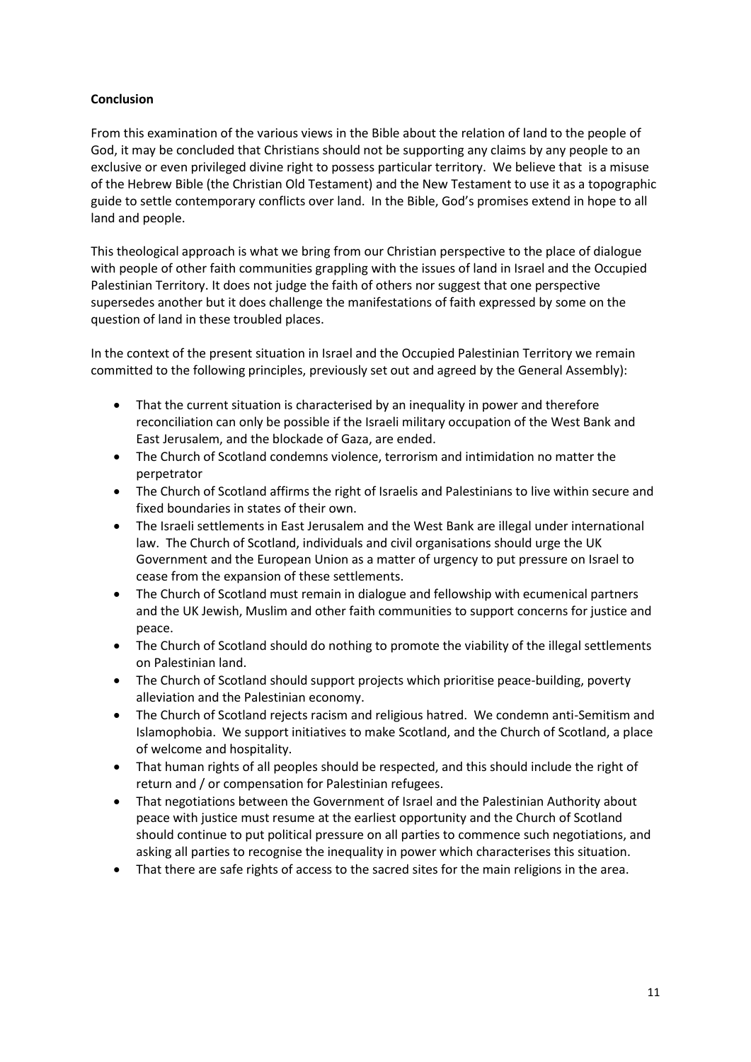**Conclusion**

From this examination of the various views in the Bible about the relation of land to the people of God, it may be concluded that Christians should not be supporting any claims by any people to an exclusive or even privileged divine right to possess particular territory. We believe that is a misuse of the Hebrew Bible (the Christian Old Testament) and the New Testament to use it as a topographic guide to settle contemporary conflicts over land. In the Bible, God's promises extend in hope to all land and people.

This theological approach is what we bring from our Christian perspective to the place of dialogue with people of other faith communities grappling with the issues of land in Israel and the Occupied Palestinian Territory. It does not judge the faith of others nor suggest that one perspective supersedes another but it does challenge the manifestations of faith expressed by some on the question of land in these troubled places.

In the context of the present situation in Israel and the Occupied Palestinian Territory we remain committed to the following principles, previously set out and agreed by the General Assembly):

- That the current situation is characterised by an inequality in power and therefore reconciliation can only be possible if the Israeli military occupation of the West Bank and East Jerusalem, and the blockade of Gaza, are ended.
- The Church of Scotland condemns violence, terrorism and intimidation no matter the perpetrator
- The Church of Scotland affirms the right of Israelis and Palestinians to live within secure and fixed boundaries in states of their own.
- The Israeli settlements in East Jerusalem and the West Bank are illegal under international law. The Church of Scotland, individuals and civil organisations should urge the UK Government and the European Union as a matter of urgency to put pressure on Israel to cease from the expansion of these settlements.
- The Church of Scotland must remain in dialogue and fellowship with ecumenical partners and the UK Jewish, Muslim and other faith communities to support concerns for justice and peace.
- The Church of Scotland should do nothing to promote the viability of the illegal settlements on Palestinian land.
- The Church of Scotland should support projects which prioritise peace-building, poverty alleviation and the Palestinian economy.
- The Church of Scotland rejects racism and religious hatred. We condemn anti-Semitism and Islamophobia. We support initiatives to make Scotland, and the Church of Scotland, a place of welcome and hospitality.
- That human rights of all peoples should be respected, and this should include the right of return and / or compensation for Palestinian refugees.
- That negotiations between the Government of Israel and the Palestinian Authority about peace with justice must resume at the earliest opportunity and the Church of Scotland should continue to put political pressure on all parties to commence such negotiations, and asking all parties to recognise the inequality in power which characterises this situation.
- That there are safe rights of access to the sacred sites for the main religions in the area.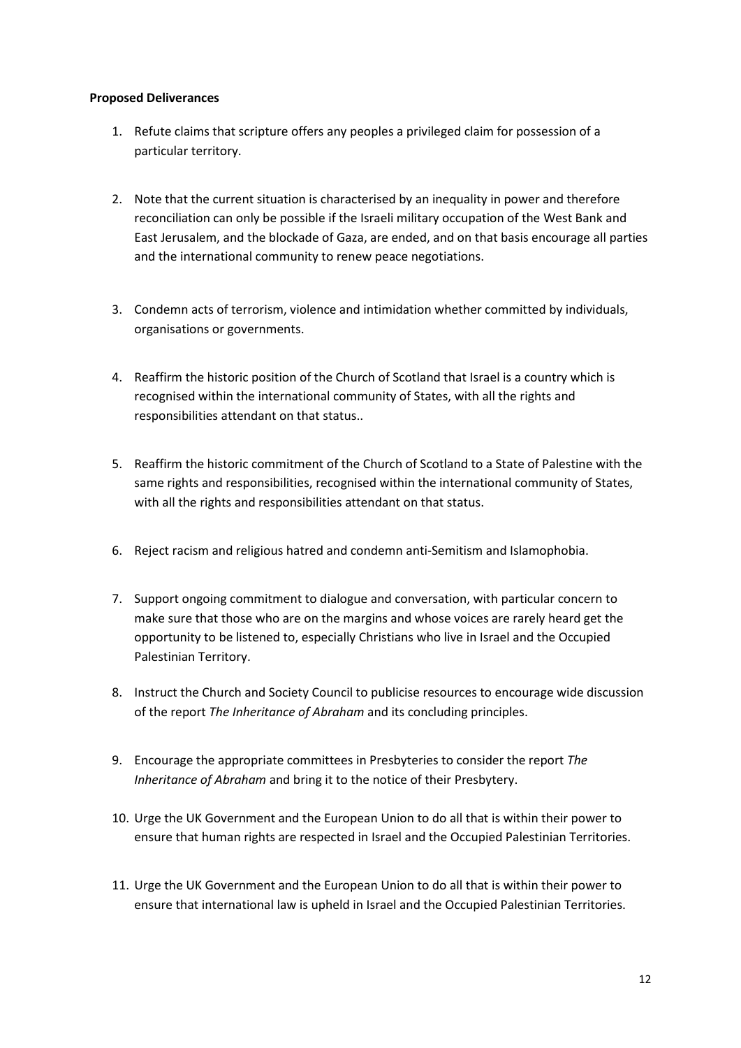**Proposed Deliverances**

1. Refute claims that scripture offers any peoples a privileged claim for possession of a particular territory.

2. Note that the current situation is characterised by an inequality in power and therefore reconciliation can only be possible if the Israeli military occupation of the West Bank and East Jerusalem, and the blockade of Gaza, are ended, and on that basis encourage all parties and the international community to renew peace negotiations.

3. Condemn acts of terrorism, violence and intimidation whether committed by individuals, organisations or governments.

4. Reaffirm the historic position of the Church of Scotland that Israel is a country which is recognised within the international community of States, with all the rights and responsibilities attendant on that status..

5. Reaffirm the historic commitment of the Church of Scotland to a State of Palestine with the same rights and responsibilities, recognised within the international community of States, with all the rights and responsibilities attendant on that status.

6. Reject racism and religious hatred and condemn anti-Semitism and Islamophobia.

7. Support ongoing commitment to dialogue and conversation, with particular concern to make sure that those who are on the margins and whose voices are rarely heard get the opportunity to be listened to, especially Christians who live in Israel and the Occupied Palestinian Territory.

8. Instruct the Church and Society Council to publicise resources to encourage wide discussion of the report *The Inheritance of Abraham* and its concluding principles.

9. Encourage the appropriate committees in Presbyteries to consider the report *The Inheritance of Abraham* and bring it to the notice of their Presbytery.

10. Urge the UK Government and the European Union to do all that is within their power to ensure that human rights are respected in Israel and the Occupied Palestinian Territories.

11. Urge the UK Government and the European Union to do all that is within their power to ensure that international law is upheld in Israel and the Occupied Palestinian Territories.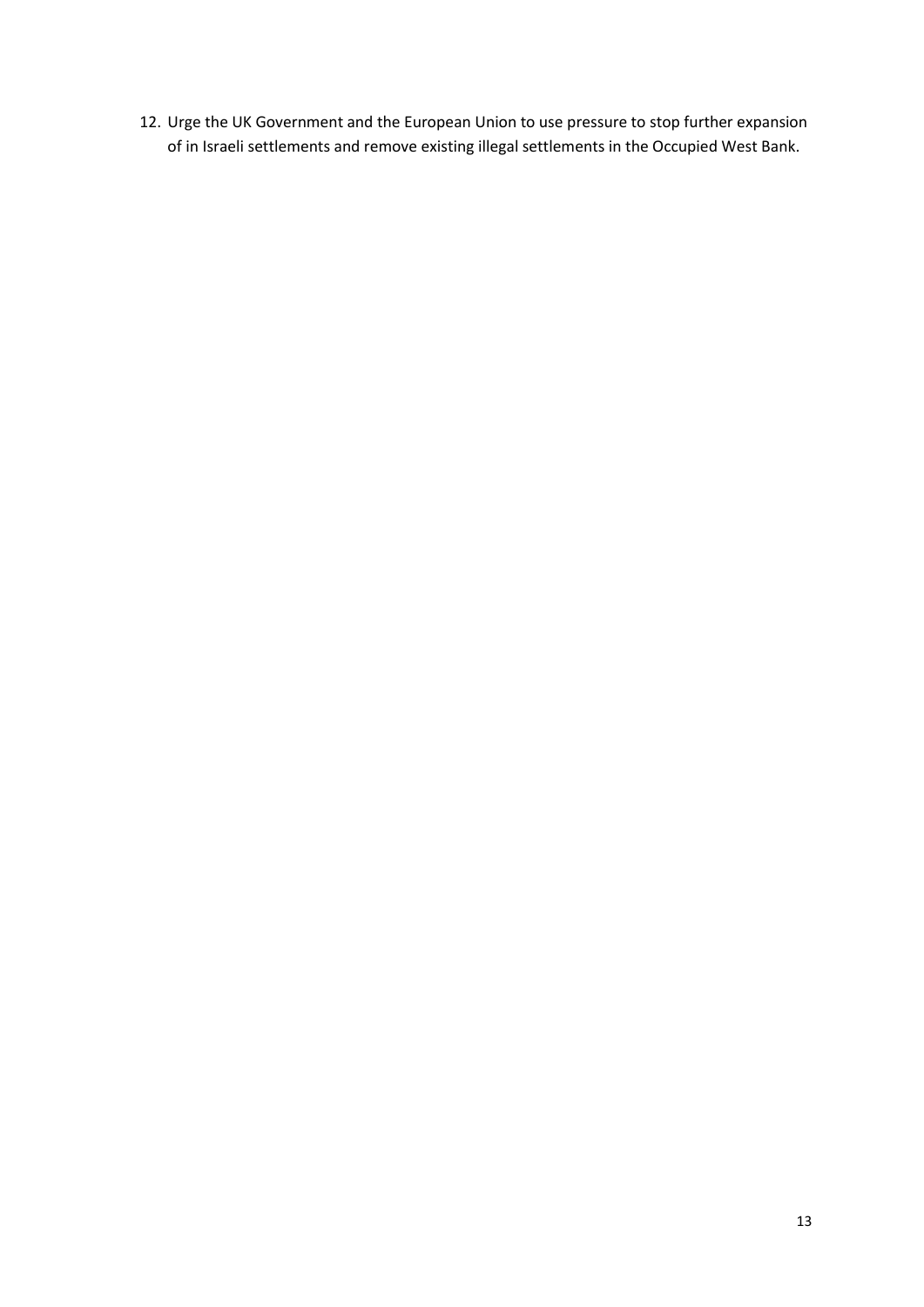12. Urge the UK Government and the European Union to use pressure to stop further expansion of in Israeli settlements and remove existing illegal settlements in the Occupied West Bank.